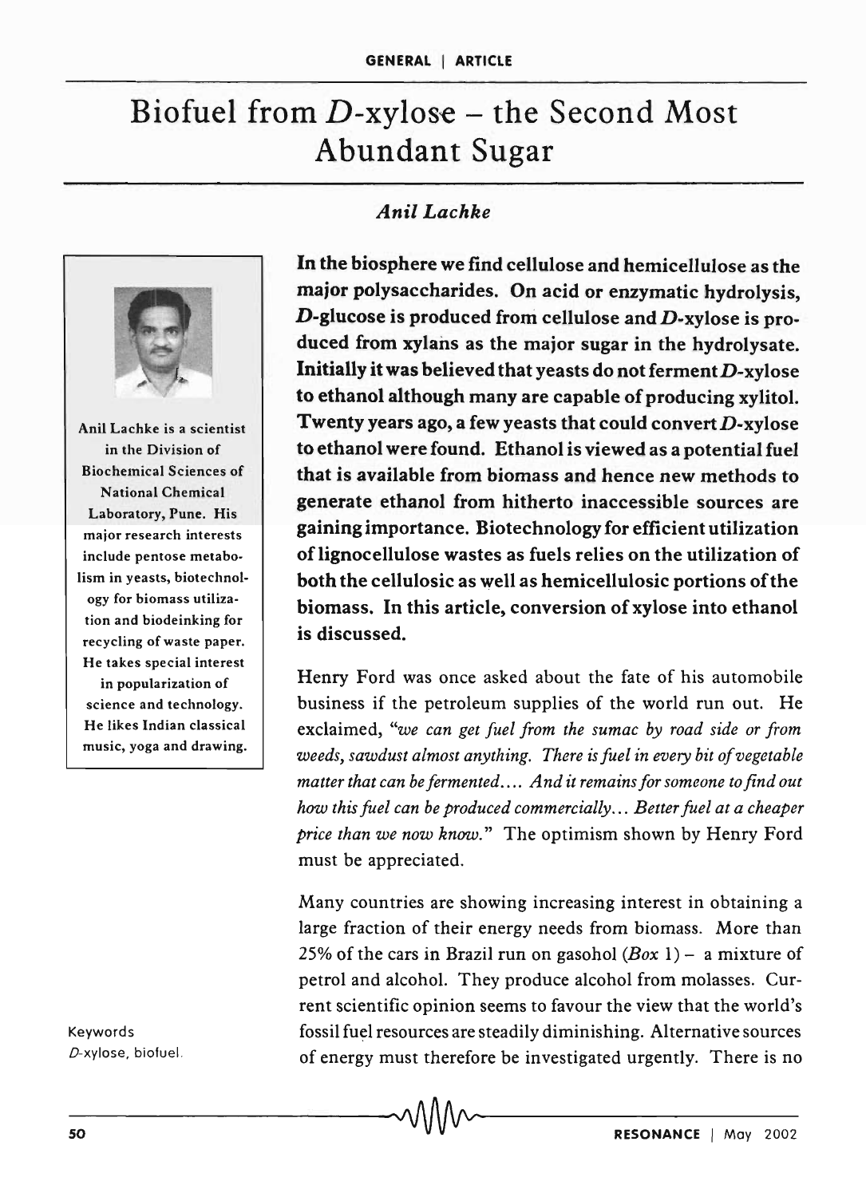# Biofuel from *D*-xylose – the Second Most Abundant Sugar

*Anil Lachke*

Anil Lachke is a scientist in the Division of Biochemical Sciences of National Chemical Laboratory, Pune. His major research interests include pentose metabolism in yeasts, biotechnology for biomass utilization and biodeinking for recycling of waste paper. He takes special interest in popularization of science and technology. He likes Indian classical music, yoga and drawing.

**In the biosphere we find cellulose and hemicellulose as the major polysaccharides. On acid or enzymatic hydrolysis, *D*-glucose is produced from cellulose and *D*-xylose is produced from xylans as the major sugar in the hydrolysate. Initially it was believed that yeasts do not ferment *D*-xylose to ethanol although many are capable of producing xylitol. Twenty years ago, a few yeasts that could convert *D*-xylose to ethanol were found. Ethanol is viewed as a potential fuel that is available from biomass and hence new methods to generate ethanol from hitherto inaccessible sources are gaining importance. Biotechnology for efficient utilization of lignocellulose wastes as fuels relies on the utilization of both the cellulosic as well as hemicellulosic portions of the biomass. In this article, conversion of xylose into ethanol is discussed.**

Henry Ford was once asked about the fate of his automobile business if the petroleum supplies of the world run out. He exclaimed, "*we can get fuel from the sumac by road side or from weeds, sawdust almost anything. There is fuel in every bit of vegetable matter that can be fermented.... And it remains for someone to find out how this fuel can be produced commercially... Better fuel at a cheaper price than we now know.*" The optimism shown by Henry Ford must be appreciated.

Many countries are showing increasing interest in obtaining a large fraction of their energy needs from biomass. More than 25% of the cars in Brazil run on gasohol (*Box* 1) – a mixture of petrol and alcohol. They produce alcohol from molasses. Current scientific opinion seems to favour the view that the world's fossil fuel resources are steadily diminishing. Alternative sources of energy must therefore be investigated urgently. There is no

Keywords
*D*-xylose, biofuel.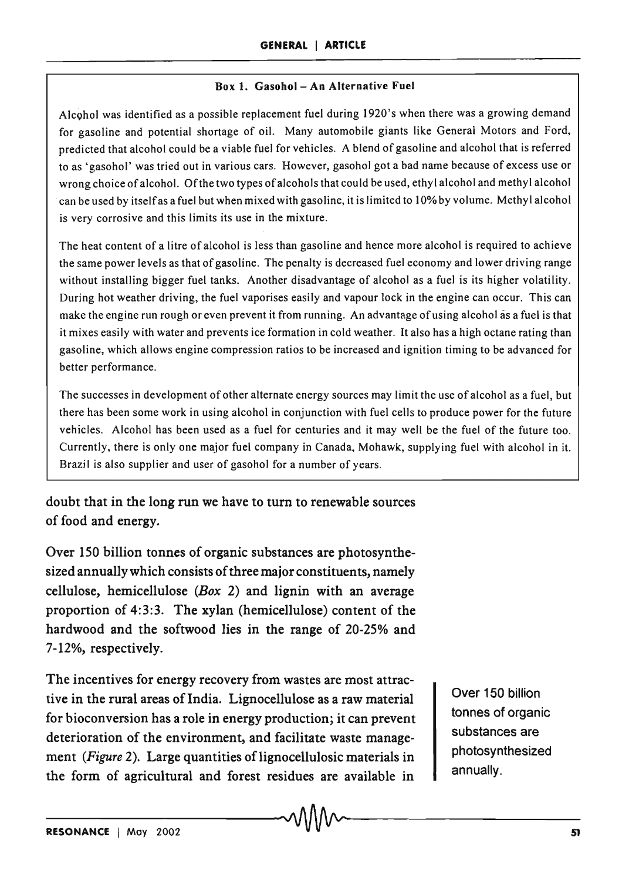### Box 1. Gasohol – An Alternative Fuel

Alcohol was identified as a possible replacement fuel during 1920's when there was a growing demand for gasoline and potential shortage of oil. Many automobile giants like General Motors and Ford, predicted that alcohol could be a viable fuel for vehicles. A blend of gasoline and alcohol that is referred to as 'gasohol' was tried out in various cars. However, gasohol got a bad name because of excess use or wrong choice of alcohol. Of the two types of alcohols that could be used, ethyl alcohol and methyl alcohol can be used by itself as a fuel but when mixed with gasoline, it is limited to 10% by volume. Methyl alcohol is very corrosive and this limits its use in the mixture.

The heat content of a litre of alcohol is less than gasoline and hence more alcohol is required to achieve the same power levels as that of gasoline. The penalty is decreased fuel economy and lower driving range without installing bigger fuel tanks. Another disadvantage of alcohol as a fuel is its higher volatility. During hot weather driving, the fuel vaporises easily and vapour lock in the engine can occur. This can make the engine run rough or even prevent it from running. An advantage of using alcohol as a fuel is that it mixes easily with water and prevents ice formation in cold weather. It also has a high octane rating than gasoline, which allows engine compression ratios to be increased and ignition timing to be advanced for better performance.

The successes in development of other alternate energy sources may limit the use of alcohol as a fuel, but there has been some work in using alcohol in conjunction with fuel cells to produce power for the future vehicles. Alcohol has been used as a fuel for centuries and it may well be the fuel of the future too. Currently, there is only one major fuel company in Canada, Mohawk, supplying fuel with alcohol in it. Brazil is also supplier and user of gasohol for a number of years.

doubt that in the long run we have to turn to renewable sources of food and energy.

Over 150 billion tonnes of organic substances are photosynthesized annually which consists of three major constituents, namely cellulose, hemicellulose (*Box* 2) and lignin with an average proportion of 4:3:3. The xylan (hemicellulose) content of the hardwood and the softwood lies in the range of 20-25% and 7-12%, respectively.

Over 150 billion tonnes of organic substances are photosynthesized annually.

The incentives for energy recovery from wastes are most attractive in the rural areas of India. Lignocellulose as a raw material for bioconversion has a role in energy production; it can prevent deterioration of the environment, and facilitate waste management (*Figure* 2). Large quantities of lignocellulosic materials in the form of agricultural and forest residues are available in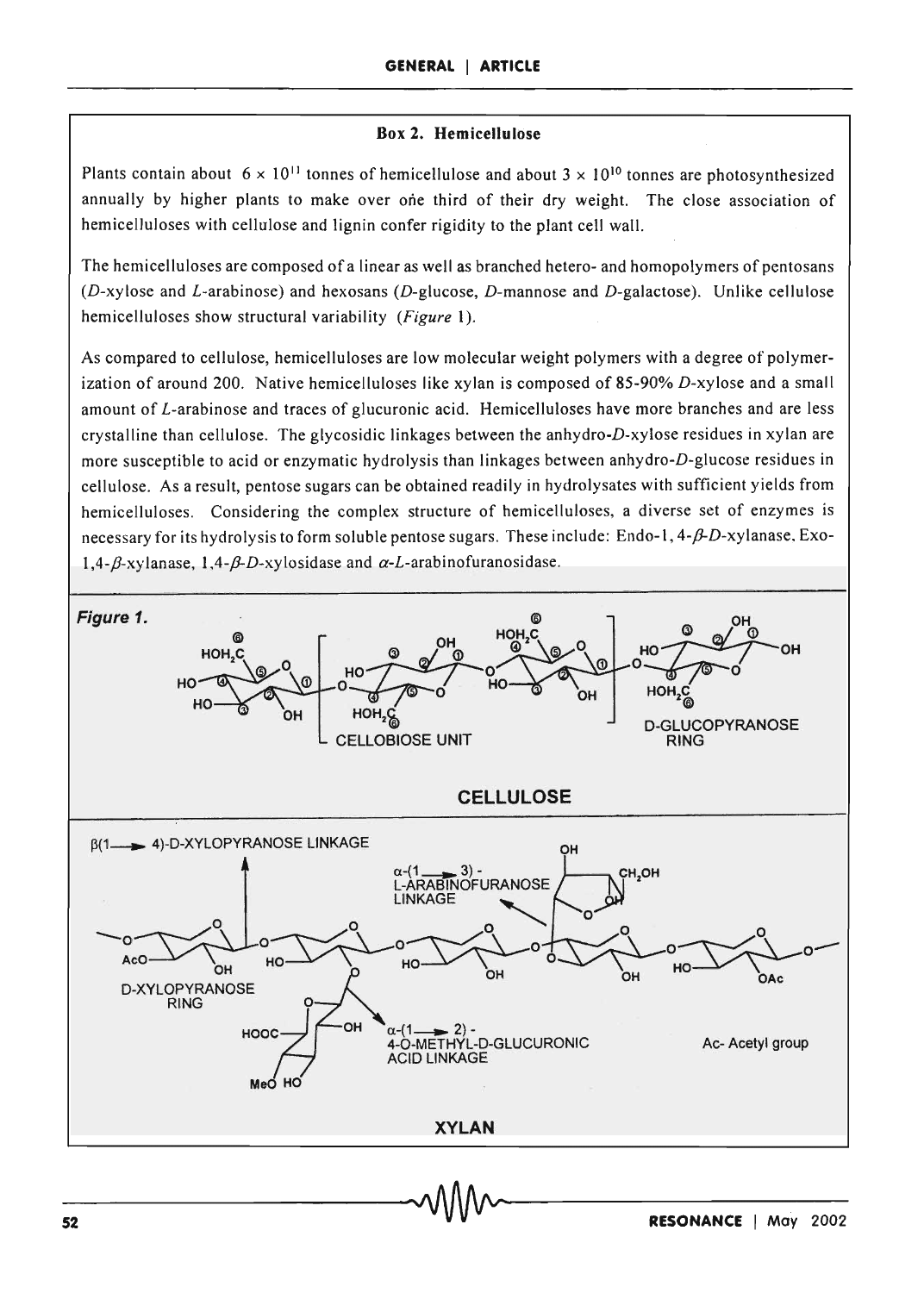### Box 2. Hemicellulose

Plants contain about $6 \times 10^{11}$ tonnes of hemicellulose and about $3 \times 10^{10}$ tonnes are photosynthesized annually by higher plants to make over one third of their dry weight. The close association of hemicelluloses with cellulose and lignin confer rigidity to the plant cell wall.

The hemicelluloses are composed of a linear as well as branched hetero- and homopolymers of pentosans (*D*-xylose and *L*-arabinose) and hexosans (*D*-glucose, *D*-mannose and *D*-galactose). Unlike cellulose hemicelluloses show structural variability (*Figure* 1).

As compared to cellulose, hemicelluloses are low molecular weight polymers with a degree of polymerization of around 200. Native hemicelluloses like xylan is composed of 85-90% *D*-xylose and a small amount of *L*-arabinose and traces of glucuronic acid. Hemicelluloses have more branches and are less crystalline than cellulose. The glycosidic linkages between the anhydro-*D*-xylose residues in xylan are more susceptible to acid or enzymatic hydrolysis than linkages between anhydro-*D*-glucose residues in cellulose. As a result, pentose sugars can be obtained readily in hydrolysates with sufficient yields from hemicelluloses. Considering the complex structure of hemicelluloses, a diverse set of enzymes is necessary for its hydrolysis to form soluble pentose sugars. These include: Endo-1,4-$\beta$-*D*-xylanase, Exo-1,4-$\beta$-xylanase, 1,4-$\beta$-*D*-xylosidase and $\alpha$-*L*-arabinofuranosidase.

**Figure 1.**

CELLOBIOSE UNIT — D-GLUCOPYRANOSE RING

**CELLULOSE**

$\beta$(1 → 4)-D-XYLOPYRANOSE LINKAGE — $\alpha$-(1 → 3)-L-ARABINOFURANOSE LINKAGE — D-XYLOPYRANOSE RING — $\alpha$-(1 → 2)-4-O-METHYL-D-GLUCURONIC ACID LINKAGE — Ac- Acetyl group

**XYLAN**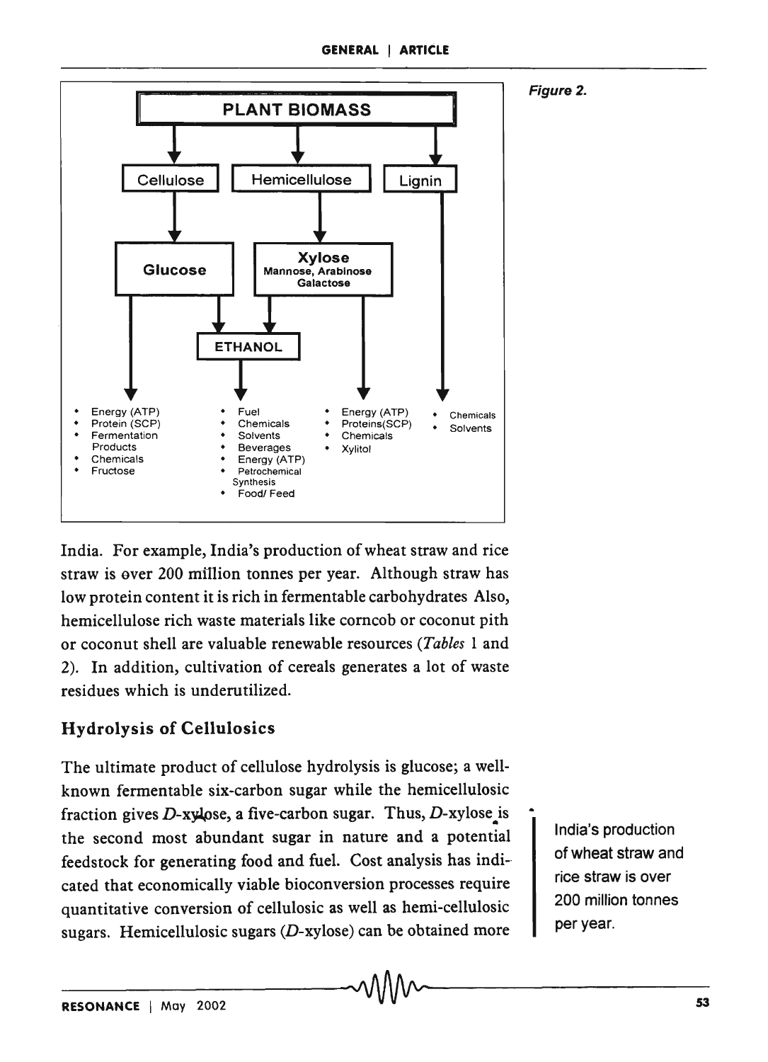**PLANT BIOMASS**

- Cellulose → Glucose
  - Energy (ATP)
  - Protein (SCP)
  - Fermentation Products
  - Chemicals
  - Fructose
- Hemicellulose → Xylose (Mannose, Arabinose, Galactose)
  - Energy (ATP)
  - Proteins(SCP)
  - Chemicals
  - Xylitol
- Glucose + Xylose → ETHANOL
  - Fuel
  - Chemicals
  - Solvents
  - Beverages
  - Energy (ATP)
  - Petrochemical Synthesis
  - Food/ Feed
- Lignin
  - Chemicals
  - Solvents

*Figure 2.*

India. For example, India's production of wheat straw and rice straw is over 200 million tonnes per year. Although straw has low protein content it is rich in fermentable carbohydrates Also, hemicellulose rich waste materials like corncob or coconut pith or coconut shell are valuable renewable resources (*Tables* 1 and 2). In addition, cultivation of cereals generates a lot of waste residues which is underutilized.

## Hydrolysis of Cellulosics

The ultimate product of cellulose hydrolysis is glucose; a well-known fermentable six-carbon sugar while the hemicellulosic fraction gives *D*-xylose, a five-carbon sugar. Thus, *D*-xylose is the second most abundant sugar in nature and a potential feedstock for generating food and fuel. Cost analysis has indicated that economically viable bioconversion processes require quantitative conversion of cellulosic as well as hemi-cellulosic sugars. Hemicellulosic sugars (*D*-xylose) can be obtained more

India's production of wheat straw and rice straw is over 200 million tonnes per year.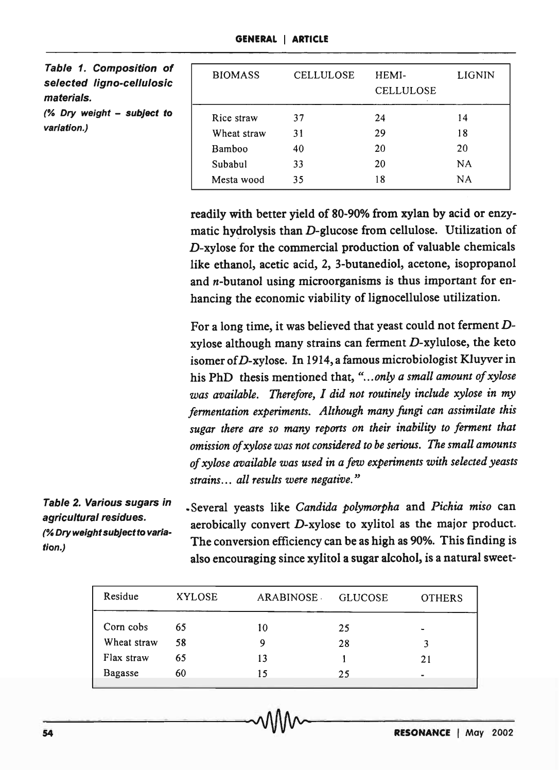**Table 1. Composition of selected ligno-cellulosic materials.**
*(% Dry weight – subject to variation.)*

| BIOMASS | CELLULOSE | HEMI-CELLULOSE | LIGNIN |
|---|---|---|---|
| Rice straw | 37 | 24 | 14 |
| Wheat straw | 31 | 29 | 18 |
| Bamboo | 40 | 20 | 20 |
| Subabul | 33 | 20 | NA |
| Mesta wood | 35 | 18 | NA |

readily with better yield of 80-90% from xylan by acid or enzymatic hydrolysis than *D*-glucose from cellulose. Utilization of *D*-xylose for the commercial production of valuable chemicals like ethanol, acetic acid, 2, 3-butanediol, acetone, isopropanol and *n*-butanol using microorganisms is thus important for enhancing the economic viability of lignocellulose utilization.

For a long time, it was believed that yeast could not ferment *D*-xylose although many strains can ferment *D*-xylulose, the keto isomer of *D*-xylose. In 1914, a famous microbiologist Kluyver in his PhD thesis mentioned that, "*...only a small amount of xylose was available. Therefore, I did not routinely include xylose in my fermentation experiments. Although many fungi can assimilate this sugar there are so many reports on their inability to ferment that omission of xylose was not considered to be serious. The small amounts of xylose available was used in a few experiments with selected yeasts strains... all results were negative.*"

Several yeasts like *Candida polymorpha* and *Pichia miso* can aerobically convert *D*-xylose to xylitol as the major product. The conversion efficiency can be as high as 90%. This finding is also encouraging since xylitol a sugar alcohol, is a natural sweet-

**Table 2. Various sugars in agricultural residues.**
*(% Dry weight subject to variation.)*

| Residue | XYLOSE | ARABINOSE | GLUCOSE | OTHERS |
|---|---|---|---|---|
| Corn cobs | 65 | 10 | 25 | - |
| Wheat straw | 58 | 9 | 28 | 3 |
| Flax straw | 65 | 13 | 1 | 21 |
| Bagasse | 60 | 15 | 25 | - |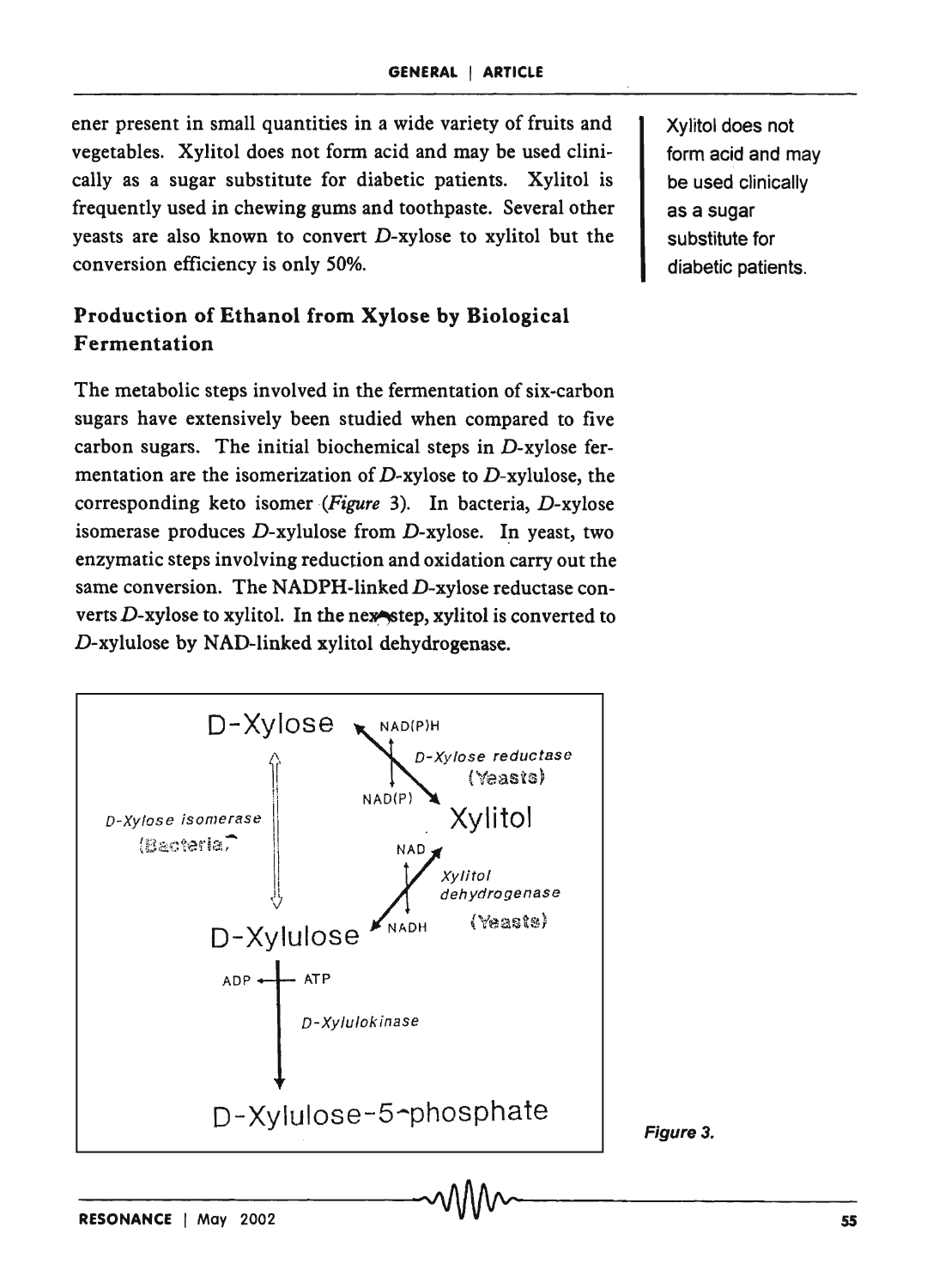ener present in small quantities in a wide variety of fruits and vegetables. Xylitol does not form acid and may be used clinically as a sugar substitute for diabetic patients. Xylitol is frequently used in chewing gums and toothpaste. Several other yeasts are also known to convert *D*-xylose to xylitol but the conversion efficiency is only 50%.

Xylitol does not form acid and may be used clinically as a sugar substitute for diabetic patients.

## Production of Ethanol from Xylose by Biological Fermentation

The metabolic steps involved in the fermentation of six-carbon sugars have extensively been studied when compared to five carbon sugars. The initial biochemical steps in *D*-xylose fermentation are the isomerization of *D*-xylose to *D*-xylulose, the corresponding keto isomer (*Figure* 3). In bacteria, *D*-xylose isomerase produces *D*-xylulose from *D*-xylose. In yeast, two enzymatic steps involving reduction and oxidation carry out the same conversion. The NADPH-linked *D*-xylose reductase converts *D*-xylose to xylitol. In the next step, xylitol is converted to *D*-xylulose by NAD-linked xylitol dehydrogenase.

D-Xylose → (NAD(P)H → NAD(P); *D-Xylose reductase* (Yeasts)) → Xylitol

Xylitol → (NAD → NADH; *Xylitol dehydrogenase* (Yeasts)) → D-Xylulose

D-Xylose ⇅ D-Xylulose (*D-Xylose isomerase* (Bacteria))

D-Xylulose → (ATP → ADP; *D-Xylulokinase*) → D-Xylulose-5-phosphate

**Figure 3.**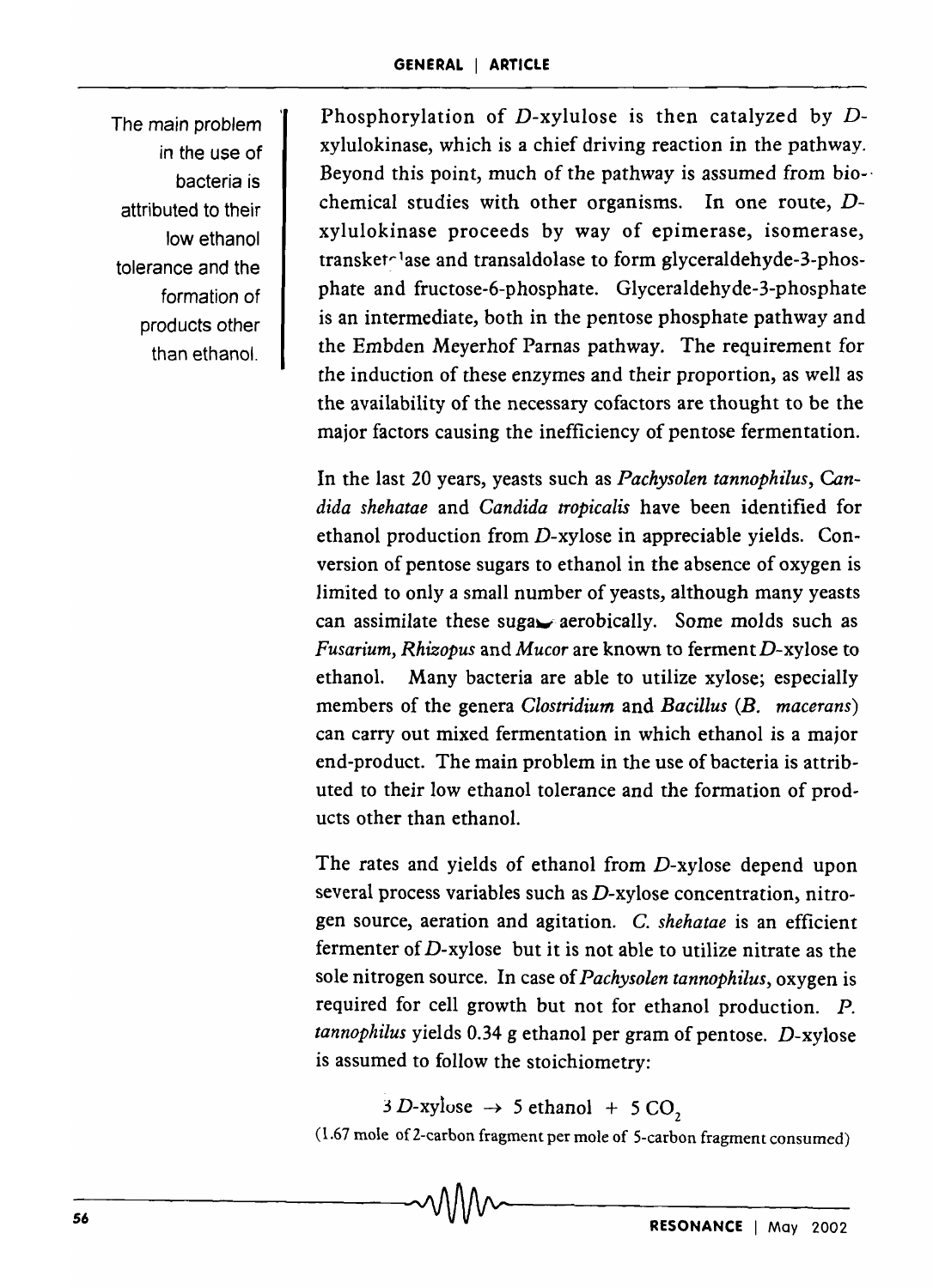The main problem in the use of bacteria is attributed to their low ethanol tolerance and the formation of products other than ethanol.

Phosphorylation of *D*-xylulose is then catalyzed by *D*-xylulokinase, which is a chief driving reaction in the pathway. Beyond this point, much of the pathway is assumed from biochemical studies with other organisms. In one route, *D*-xylulokinase proceeds by way of epimerase, isomerase, transketolase and transaldolase to form glyceraldehyde-3-phosphate and fructose-6-phosphate. Glyceraldehyde-3-phosphate is an intermediate, both in the pentose phosphate pathway and the Embden Meyerhof Parnas pathway. The requirement for the induction of these enzymes and their proportion, as well as the availability of the necessary cofactors are thought to be the major factors causing the inefficiency of pentose fermentation.

In the last 20 years, yeasts such as *Pachysolen tannophilus*, *Candida shehatae* and *Candida tropicalis* have been identified for ethanol production from *D*-xylose in appreciable yields. Conversion of pentose sugars to ethanol in the absence of oxygen is limited to only a small number of yeasts, although many yeasts can assimilate these sugars aerobically. Some molds such as *Fusarium*, *Rhizopus* and *Mucor* are known to ferment *D*-xylose to ethanol. Many bacteria are able to utilize xylose; especially members of the genera *Clostridium* and *Bacillus* (*B. macerans*) can carry out mixed fermentation in which ethanol is a major end-product. The main problem in the use of bacteria is attributed to their low ethanol tolerance and the formation of products other than ethanol.

The rates and yields of ethanol from *D*-xylose depend upon several process variables such as *D*-xylose concentration, nitrogen source, aeration and agitation. *C. shehatae* is an efficient fermenter of *D*-xylose but it is not able to utilize nitrate as the sole nitrogen source. In case of *Pachysolen tannophilus*, oxygen is required for cell growth but not for ethanol production. *P. tannophilus* yields 0.34 g ethanol per gram of pentose. *D*-xylose is assumed to follow the stoichiometry:

$$3\ D\text{-xylose} \rightarrow 5\ \text{ethanol} + 5\ CO_2$$

(1.67 mole of 2-carbon fragment per mole of 5-carbon fragment consumed)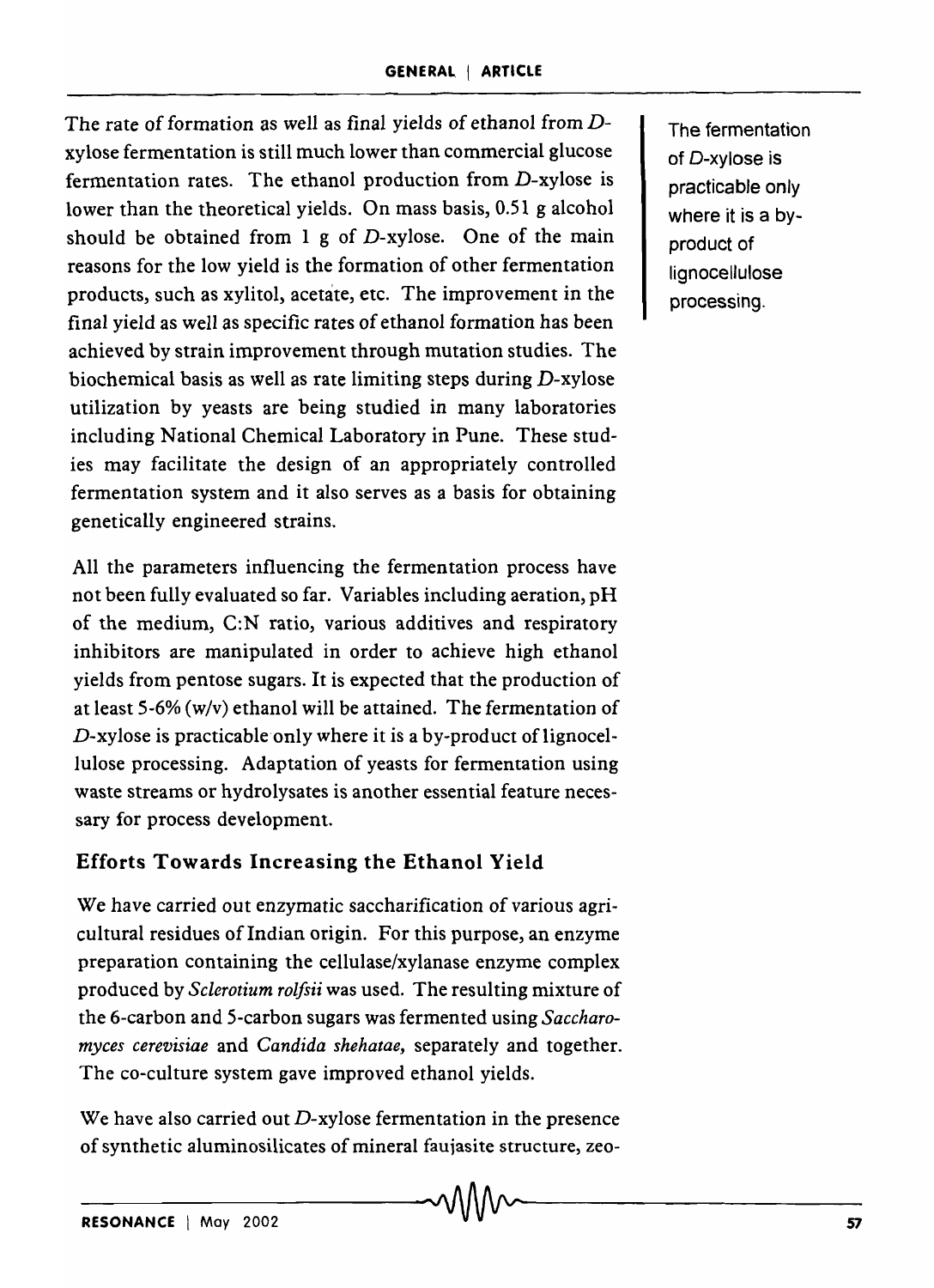The rate of formation as well as final yields of ethanol from *D*-xylose fermentation is still much lower than commercial glucose fermentation rates. The ethanol production from *D*-xylose is lower than the theoretical yields. On mass basis, 0.51 g alcohol should be obtained from 1 g of *D*-xylose. One of the main reasons for the low yield is the formation of other fermentation products, such as xylitol, acetate, etc. The improvement in the final yield as well as specific rates of ethanol formation has been achieved by strain improvement through mutation studies. The biochemical basis as well as rate limiting steps during *D*-xylose utilization by yeasts are being studied in many laboratories including National Chemical Laboratory in Pune. These studies may facilitate the design of an appropriately controlled fermentation system and it also serves as a basis for obtaining genetically engineered strains.

The fermentation of *D*-xylose is practicable only where it is a by-product of lignocellulose processing.

All the parameters influencing the fermentation process have not been fully evaluated so far. Variables including aeration, pH of the medium, C:N ratio, various additives and respiratory inhibitors are manipulated in order to achieve high ethanol yields from pentose sugars. It is expected that the production of at least 5-6% (w/v) ethanol will be attained. The fermentation of *D*-xylose is practicable only where it is a by-product of lignocellulose processing. Adaptation of yeasts for fermentation using waste streams or hydrolysates is another essential feature necessary for process development.

## Efforts Towards Increasing the Ethanol Yield

We have carried out enzymatic saccharification of various agricultural residues of Indian origin. For this purpose, an enzyme preparation containing the cellulase/xylanase enzyme complex produced by *Sclerotium rolfsii* was used. The resulting mixture of the 6-carbon and 5-carbon sugars was fermented using *Saccharomyces cerevisiae* and *Candida shehatae*, separately and together. The co-culture system gave improved ethanol yields.

We have also carried out *D*-xylose fermentation in the presence of synthetic aluminosilicates of mineral faujasite structure, zeo-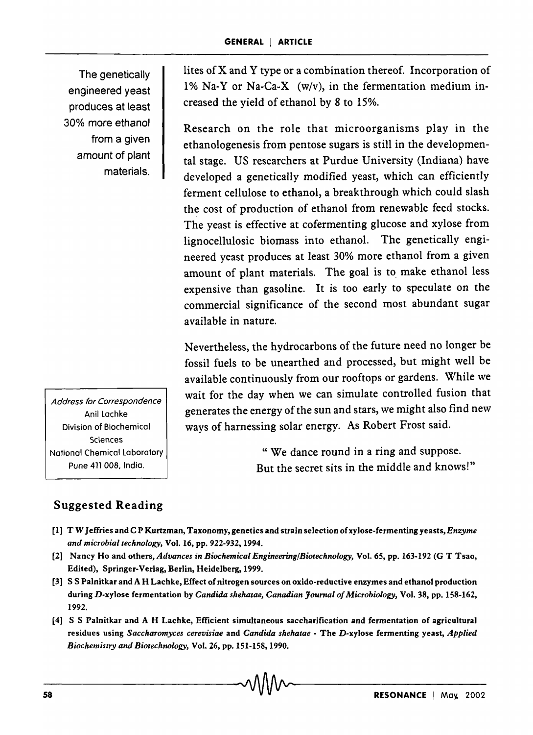lites of X and Y type or a combination thereof. Incorporation of 1% Na-Y or Na-Ca-X (w/v), in the fermentation medium increased the yield of ethanol by 8 to 15%.

The genetically engineered yeast produces at least 30% more ethanol from a given amount of plant materials.

Research on the role that microorganisms play in the ethanologenesis from pentose sugars is still in the developmental stage. US researchers at Purdue University (Indiana) have developed a genetically modified yeast, which can efficiently ferment cellulose to ethanol, a breakthrough which could slash the cost of production of ethanol from renewable feed stocks. The yeast is effective at cofermenting glucose and xylose from lignocellulosic biomass into ethanol. The genetically engineered yeast produces at least 30% more ethanol from a given amount of plant materials. The goal is to make ethanol less expensive than gasoline. It is too early to speculate on the commercial significance of the second most abundant sugar available in nature.

Nevertheless, the hydrocarbons of the future need no longer be fossil fuels to be unearthed and processed, but might well be available continuously from our rooftops or gardens. While we wait for the day when we can simulate controlled fusion that generates the energy of the sun and stars, we might also find new ways of harnessing solar energy. As Robert Frost said.

> " We dance round in a ring and suppose.
> But the secret sits in the middle and knows!"

*Address for Correspondence*
Anil Lachke
Division of Biochemical Sciences
National Chemical Laboratory
Pune 411 008, India.

## Suggested Reading

[1] T W Jeffries and C P Kurtzman, Taxonomy, genetics and strain selection of xylose-fermenting yeasts, *Enzyme and microbial technology*, Vol. 16, pp. 922-932, 1994.

[2] Nancy Ho and others, *Advances in Biochemical Engineering/Biotechnology*, Vol. 65, pp. 163-192 (G T Tsao, Edited), Springer-Verlag, Berlin, Heidelberg, 1999.

[3] S S Palnitkar and A H Lachke, Effect of nitrogen sources on oxido-reductive enzymes and ethanol production during *D*-xylose fermentation by *Candida shehatae, Canadian Journal of Microbiology*, Vol. 38, pp. 158-162, 1992.

[4] S S Palnitkar and A H Lachke, Efficient simultaneous saccharification and fermentation of agricultural residues using *Saccharomyces cerevisiae* and *Candida shehatae* - The *D*-xylose fermenting yeast, *Applied Biochemistry and Biotechnology*, Vol. 26, pp. 151-158, 1990.